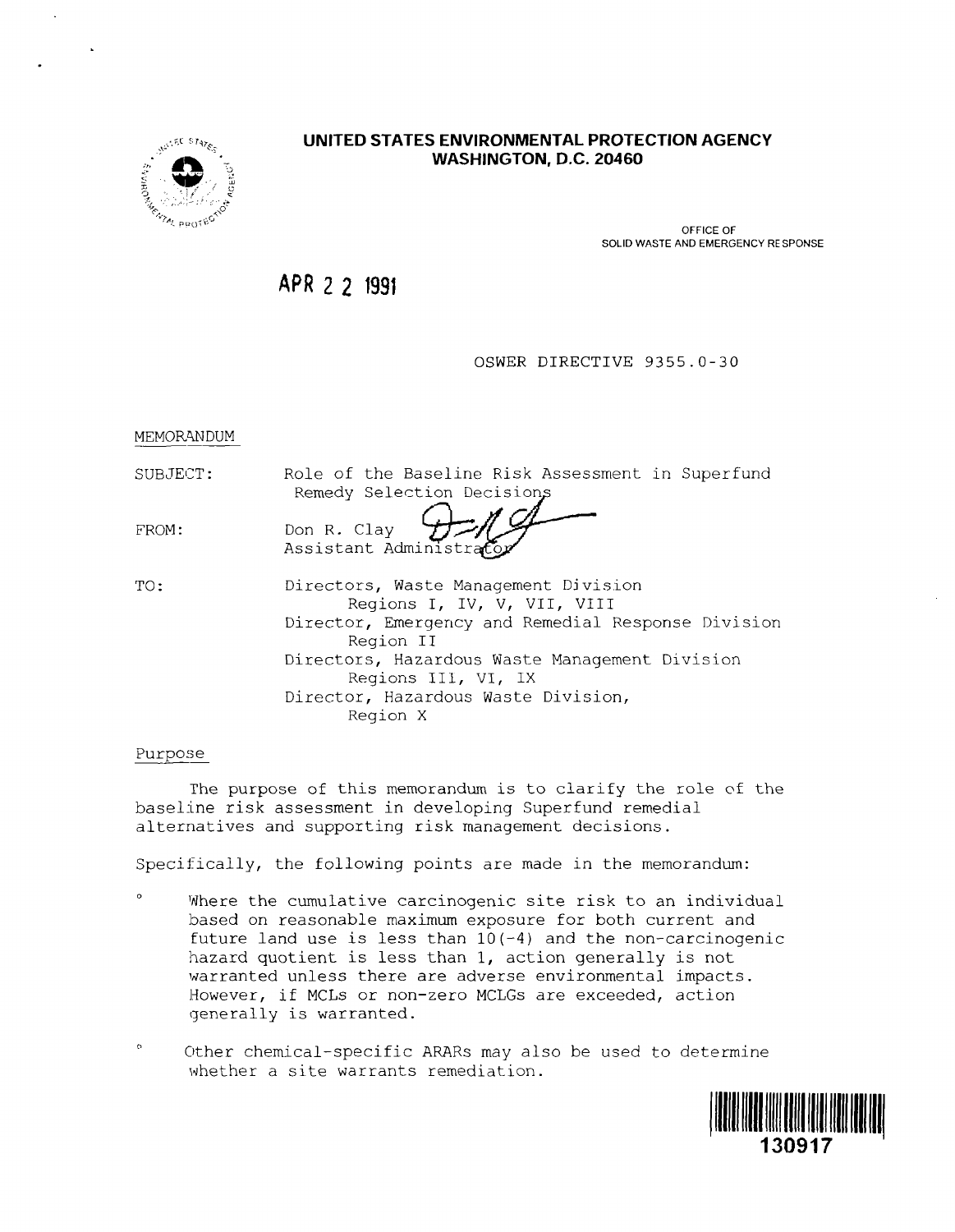**UNITED STATES ENVIRONMENTAL PROTECTION AGENCY**
**WASHINGTON, D.C. 20460**

OFFICE OF
SOLID WASTE AND EMERGENCY RESPONSE

APR 22 1991

OSWER DIRECTIVE 9355.0-30

MEMORANDUM

SUBJECT: Role of the Baseline Risk Assessment in Superfund Remedy Selection Decisions

FROM: Don R. Clay
Assistant Administrator

TO: Directors, Waste Management Division
Regions I, IV, V, VII, VIII
Director, Emergency and Remedial Response Division
Region II
Directors, Hazardous Waste Management Division
Regions III, VI, IX
Director, Hazardous Waste Division,
Region X

Purpose

The purpose of this memorandum is to clarify the role of the baseline risk assessment in developing Superfund remedial alternatives and supporting risk management decisions.

Specifically, the following points are made in the memorandum:

- Where the cumulative carcinogenic site risk to an individual based on reasonable maximum exposure for both current and future land use is less than 10(-4) and the non-carcinogenic hazard quotient is less than 1, action generally is not warranted unless there are adverse environmental impacts. However, if MCLs or non-zero MCLGs are exceeded, action generally is warranted.
- Other chemical-specific ARARs may also be used to determine whether a site warrants remediation.

130917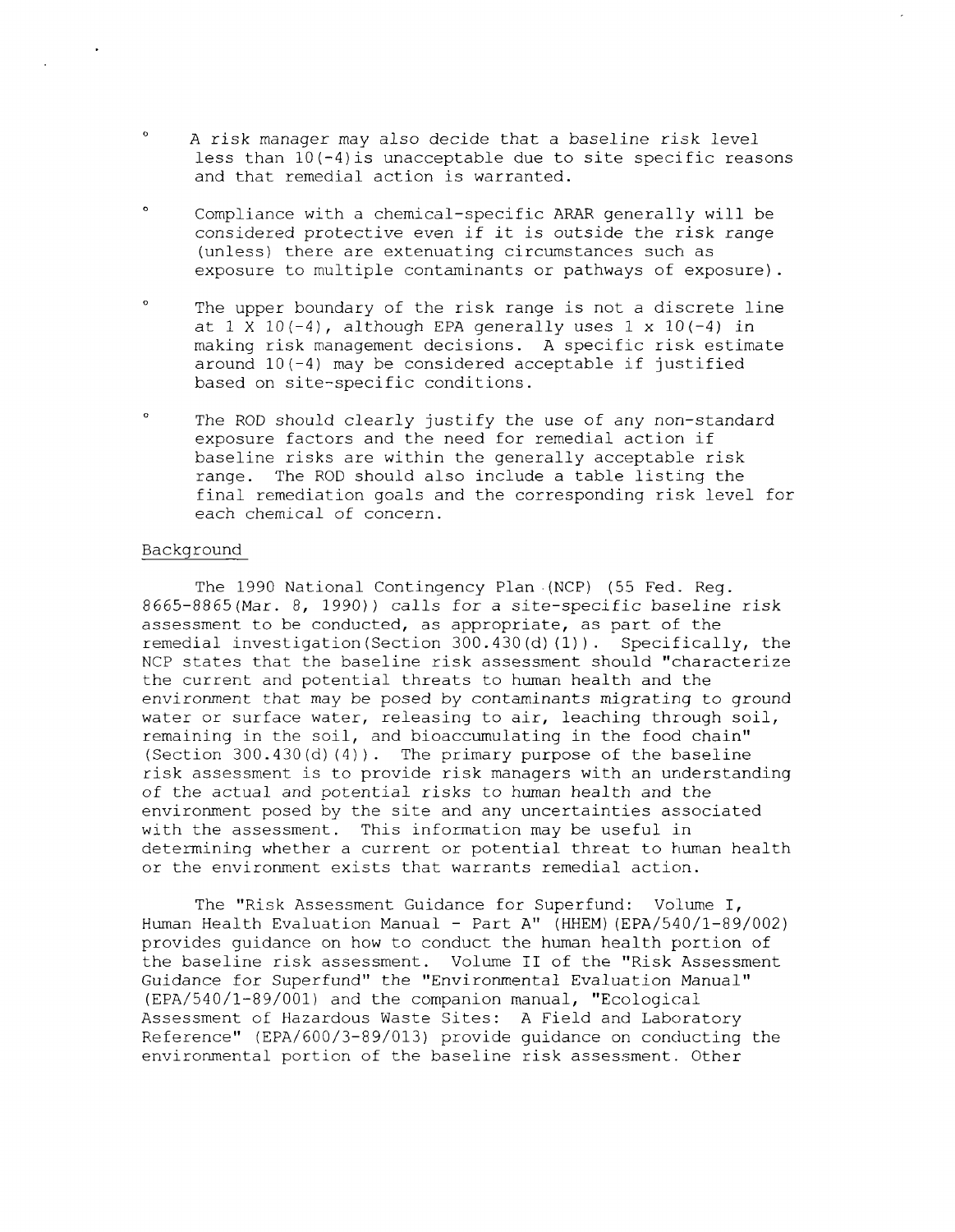- A risk manager may also decide that a baseline risk level less than 10(-4) is unacceptable due to site specific reasons and that remedial action is warranted.

- Compliance with a chemical-specific ARAR generally will be considered protective even if it is outside the risk range (unless) there are extenuating circumstances such as exposure to multiple contaminants or pathways of exposure).

- The upper boundary of the risk range is not a discrete line at 1 X 10(-4), although EPA generally uses 1 x 10(-4) in making risk management decisions. A specific risk estimate around 10(-4) may be considered acceptable if justified based on site-specific conditions.

- The ROD should clearly justify the use of any non-standard exposure factors and the need for remedial action if baseline risks are within the generally acceptable risk range. The ROD should also include a table listing the final remediation goals and the corresponding risk level for each chemical of concern.

Background

The 1990 National Contingency Plan (NCP) (55 Fed. Reg. 8665-8865(Mar. 8, 1990)) calls for a site-specific baseline risk assessment to be conducted, as appropriate, as part of the remedial investigation(Section 300.430(d)(1)). Specifically, the NCP states that the baseline risk assessment should "characterize the current and potential threats to human health and the environment that may be posed by contaminants migrating to ground water or surface water, releasing to air, leaching through soil, remaining in the soil, and bioaccumulating in the food chain" (Section 300.430(d)(4)). The primary purpose of the baseline risk assessment is to provide risk managers with an understanding of the actual and potential risks to human health and the environment posed by the site and any uncertainties associated with the assessment. This information may be useful in determining whether a current or potential threat to human health or the environment exists that warrants remedial action.

The "Risk Assessment Guidance for Superfund: Volume I, Human Health Evaluation Manual - Part A" (HHEM)(EPA/540/1-89/002) provides guidance on how to conduct the human health portion of the baseline risk assessment. Volume II of the "Risk Assessment Guidance for Superfund" the "Environmental Evaluation Manual" (EPA/540/1-89/001) and the companion manual, "Ecological Assessment of Hazardous Waste Sites: A Field and Laboratory Reference" (EPA/600/3-89/013) provide guidance on conducting the environmental portion of the baseline risk assessment. Other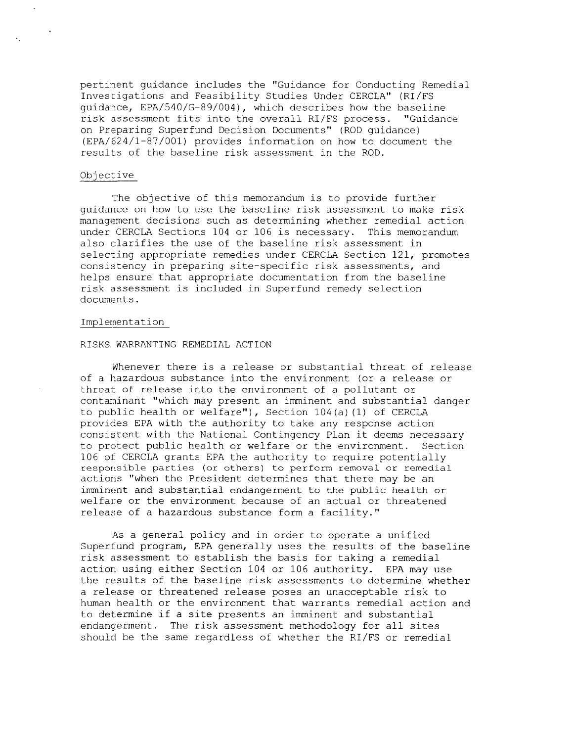pertinent guidance includes the "Guidance for Conducting Remedial Investigations and Feasibility Studies Under CERCLA" (RI/FS guidance, EPA/540/G-89/004), which describes how the baseline risk assessment fits into the overall RI/FS process. "Guidance on Preparing Superfund Decision Documents" (ROD guidance) (EPA/624/1-87/001) provides information on how to document the results of the baseline risk assessment in the ROD.

## Objective

The objective of this memorandum is to provide further guidance on how to use the baseline risk assessment to make risk management decisions such as determining whether remedial action under CERCLA Sections 104 or 106 is necessary. This memorandum also clarifies the use of the baseline risk assessment in selecting appropriate remedies under CERCLA Section 121, promotes consistency in preparing site-specific risk assessments, and helps ensure that appropriate documentation from the baseline risk assessment is included in Superfund remedy selection documents.

## Implementation

### RISKS WARRANTING REMEDIAL ACTION

Whenever there is a release or substantial threat of release of a hazardous substance into the environment (or a release or threat of release into the environment of a pollutant or contaminant "which may present an imminent and substantial danger to public health or welfare"), Section 104(a)(1) of CERCLA provides EPA with the authority to take any response action consistent with the National Contingency Plan it deems necessary to protect public health or welfare or the environment. Section 106 of CERCLA grants EPA the authority to require potentially responsible parties (or others) to perform removal or remedial actions "when the President determines that there may be an imminent and substantial endangerment to the public health or welfare or the environment because of an actual or threatened release of a hazardous substance form a facility."

As a general policy and in order to operate a unified Superfund program, EPA generally uses the results of the baseline risk assessment to establish the basis for taking a remedial action using either Section 104 or 106 authority. EPA may use the results of the baseline risk assessments to determine whether a release or threatened release poses an unacceptable risk to human health or the environment that warrants remedial action and to determine if a site presents an imminent and substantial endangerment. The risk assessment methodology for all sites should be the same regardless of whether the RI/FS or remedial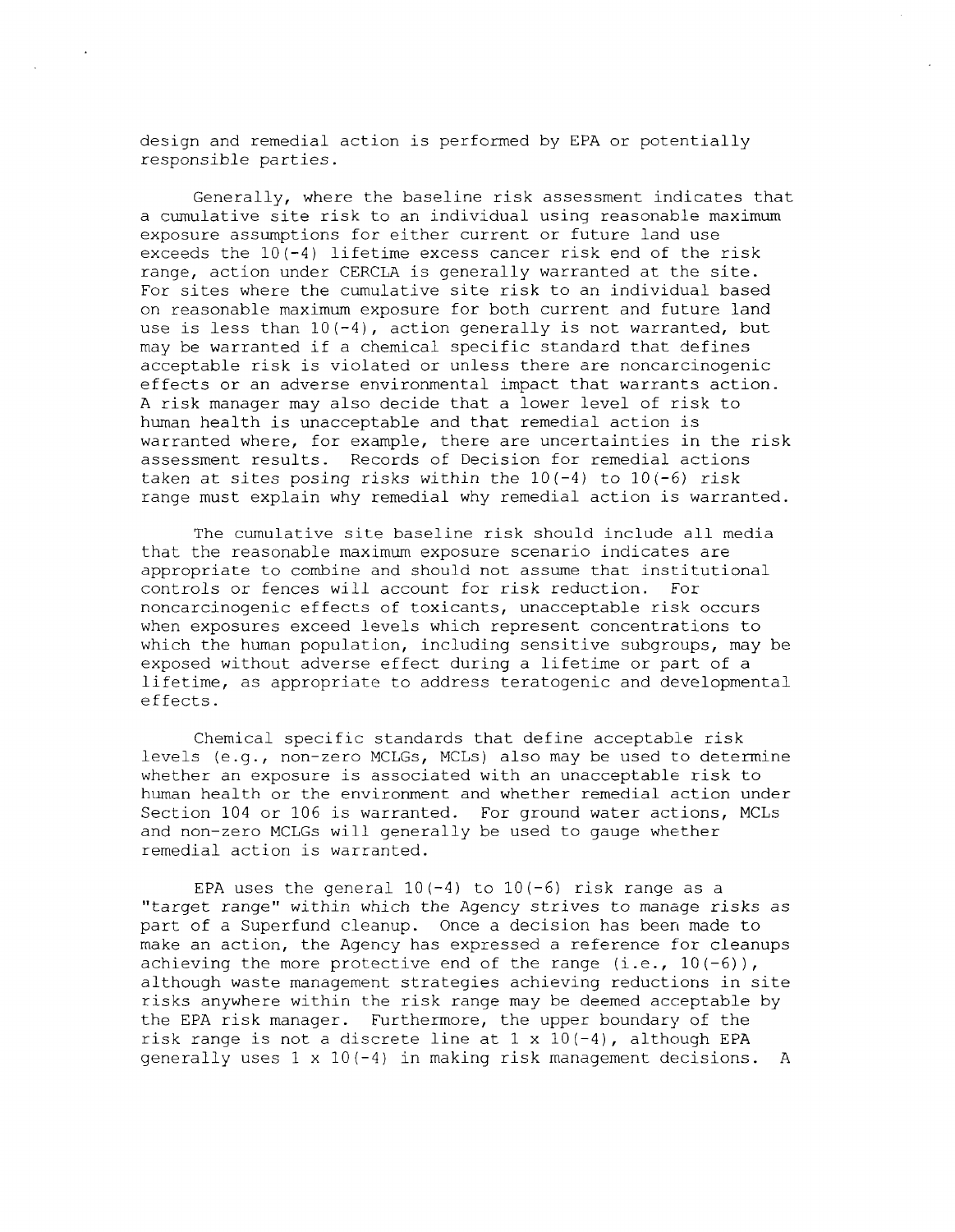design and remedial action is performed by EPA or potentially responsible parties.

Generally, where the baseline risk assessment indicates that a cumulative site risk to an individual using reasonable maximum exposure assumptions for either current or future land use exceeds the 10(-4) lifetime excess cancer risk end of the risk range, action under CERCLA is generally warranted at the site. For sites where the cumulative site risk to an individual based on reasonable maximum exposure for both current and future land use is less than 10(-4), action generally is not warranted, but may be warranted if a chemical specific standard that defines acceptable risk is violated or unless there are noncarcinogenic effects or an adverse environmental impact that warrants action. A risk manager may also decide that a lower level of risk to human health is unacceptable and that remedial action is warranted where, for example, there are uncertainties in the risk assessment results. Records of Decision for remedial actions taken at sites posing risks within the 10(-4) to 10(-6) risk range must explain why remedial why remedial action is warranted.

The cumulative site baseline risk should include all media that the reasonable maximum exposure scenario indicates are appropriate to combine and should not assume that institutional controls or fences will account for risk reduction. For noncarcinogenic effects of toxicants, unacceptable risk occurs when exposures exceed levels which represent concentrations to which the human population, including sensitive subgroups, may be exposed without adverse effect during a lifetime or part of a lifetime, as appropriate to address teratogenic and developmental effects.

Chemical specific standards that define acceptable risk levels (e.g., non-zero MCLGs, MCLs) also may be used to determine whether an exposure is associated with an unacceptable risk to human health or the environment and whether remedial action under Section 104 or 106 is warranted. For ground water actions, MCLs and non-zero MCLGs will generally be used to gauge whether remedial action is warranted.

EPA uses the general 10(-4) to 10(-6) risk range as a "target range" within which the Agency strives to manage risks as part of a Superfund cleanup. Once a decision has been made to make an action, the Agency has expressed a reference for cleanups achieving the more protective end of the range (i.e., 10(-6)), although waste management strategies achieving reductions in site risks anywhere within the risk range may be deemed acceptable by the EPA risk manager. Furthermore, the upper boundary of the risk range is not a discrete line at 1 x 10(-4), although EPA generally uses 1 x 10(-4) in making risk management decisions. A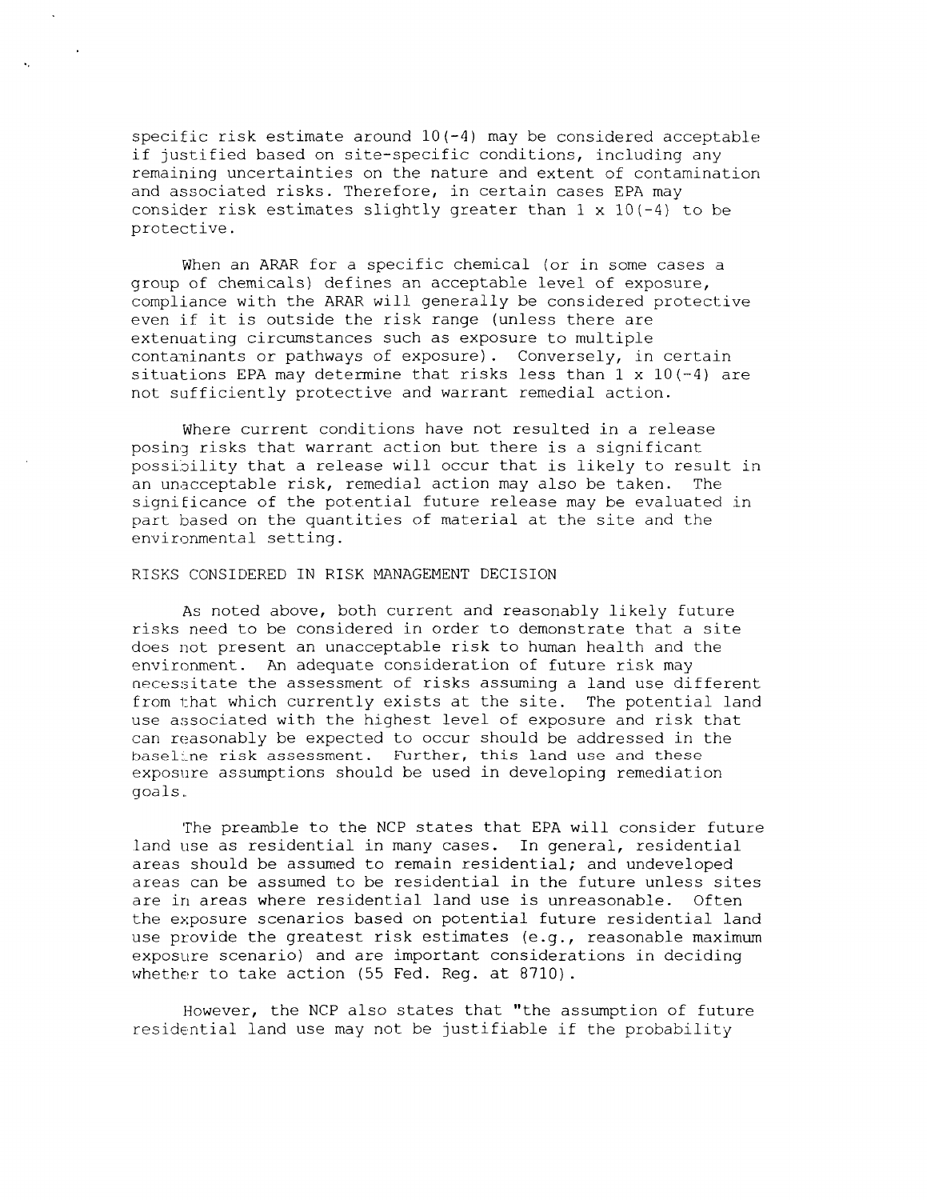specific risk estimate around $10^{-4}$ may be considered acceptable if justified based on site-specific conditions, including any remaining uncertainties on the nature and extent of contamination and associated risks. Therefore, in certain cases EPA may consider risk estimates slightly greater than $1 \times 10^{-4}$ to be protective.

When an ARAR for a specific chemical (or in some cases a group of chemicals) defines an acceptable level of exposure, compliance with the ARAR will generally be considered protective even if it is outside the risk range (unless there are extenuating circumstances such as exposure to multiple contaminants or pathways of exposure). Conversely, in certain situations EPA may determine that risks less than $1 \times 10^{-4}$ are not sufficiently protective and warrant remedial action.

Where current conditions have not resulted in a release posing risks that warrant action but there is a significant possibility that a release will occur that is likely to result in an unacceptable risk, remedial action may also be taken. The significance of the potential future release may be evaluated in part based on the quantities of material at the site and the environmental setting.

RISKS CONSIDERED IN RISK MANAGEMENT DECISION

As noted above, both current and reasonably likely future risks need to be considered in order to demonstrate that a site does not present an unacceptable risk to human health and the environment. An adequate consideration of future risk may necessitate the assessment of risks assuming a land use different from that which currently exists at the site. The potential land use associated with the highest level of exposure and risk that can reasonably be expected to occur should be addressed in the baseline risk assessment. Further, this land use and these exposure assumptions should be used in developing remediation goals.

The preamble to the NCP states that EPA will consider future land use as residential in many cases. In general, residential areas should be assumed to remain residential; and undeveloped areas can be assumed to be residential in the future unless sites are in areas where residential land use is unreasonable. Often the exposure scenarios based on potential future residential land use provide the greatest risk estimates (e.g., reasonable maximum exposure scenario) and are important considerations in deciding whether to take action (55 Fed. Reg. at 8710).

However, the NCP also states that "the assumption of future residential land use may not be justifiable if the probability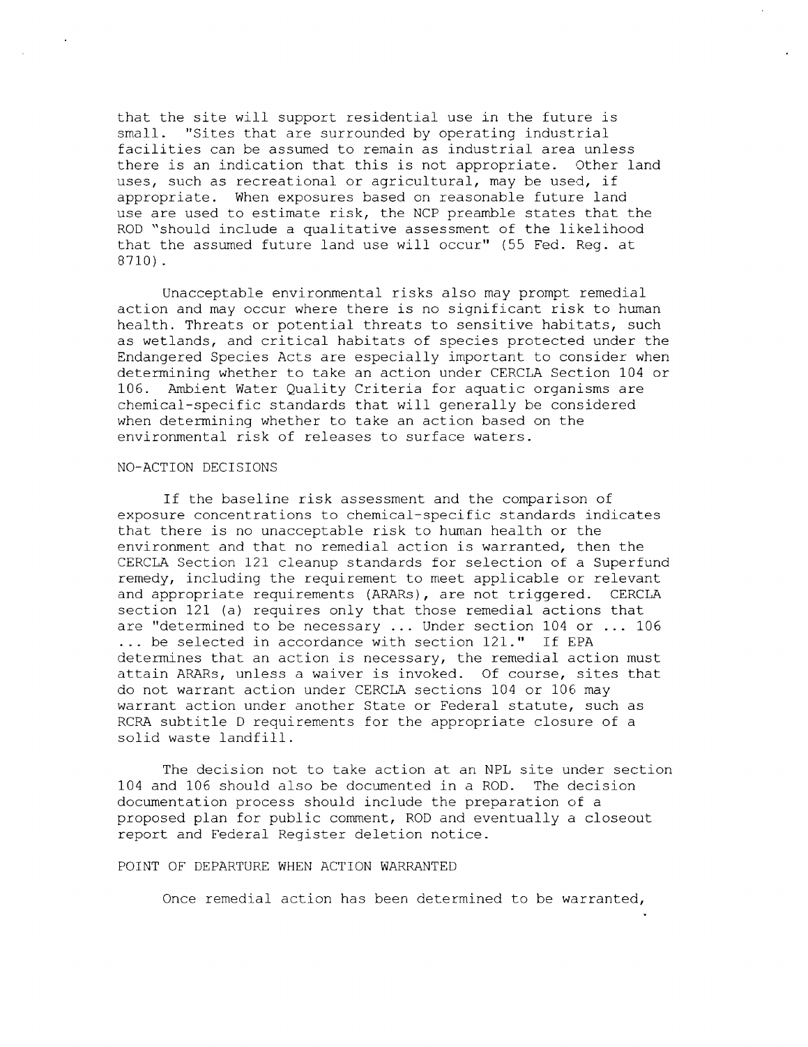that the site will support residential use in the future is small. "Sites that are surrounded by operating industrial facilities can be assumed to remain as industrial area unless there is an indication that this is not appropriate. Other land uses, such as recreational or agricultural, may be used, if appropriate. When exposures based on reasonable future land use are used to estimate risk, the NCP preamble states that the ROD "should include a qualitative assessment of the likelihood that the assumed future land use will occur" (55 Fed. Reg. at 8710).

Unacceptable environmental risks also may prompt remedial action and may occur where there is no significant risk to human health. Threats or potential threats to sensitive habitats, such as wetlands, and critical habitats of species protected under the Endangered Species Acts are especially important to consider when determining whether to take an action under CERCLA Section 104 or 106. Ambient Water Quality Criteria for aquatic organisms are chemical-specific standards that will generally be considered when determining whether to take an action based on the environmental risk of releases to surface waters.

## NO-ACTION DECISIONS

If the baseline risk assessment and the comparison of exposure concentrations to chemical-specific standards indicates that there is no unacceptable risk to human health or the environment and that no remedial action is warranted, then the CERCLA Section 121 cleanup standards for selection of a Superfund remedy, including the requirement to meet applicable or relevant and appropriate requirements (ARARs), are not triggered. CERCLA section 121 (a) requires only that those remedial actions that are "determined to be necessary ... Under section 104 or ... 106 ... be selected in accordance with section 121." If EPA determines that an action is necessary, the remedial action must attain ARARs, unless a waiver is invoked. Of course, sites that do not warrant action under CERCLA sections 104 or 106 may warrant action under another State or Federal statute, such as RCRA subtitle D requirements for the appropriate closure of a solid waste landfill.

The decision not to take action at an NPL site under section 104 and 106 should also be documented in a ROD. The decision documentation process should include the preparation of a proposed plan for public comment, ROD and eventually a closeout report and Federal Register deletion notice.

## POINT OF DEPARTURE WHEN ACTION WARRANTED

Once remedial action has been determined to be warranted,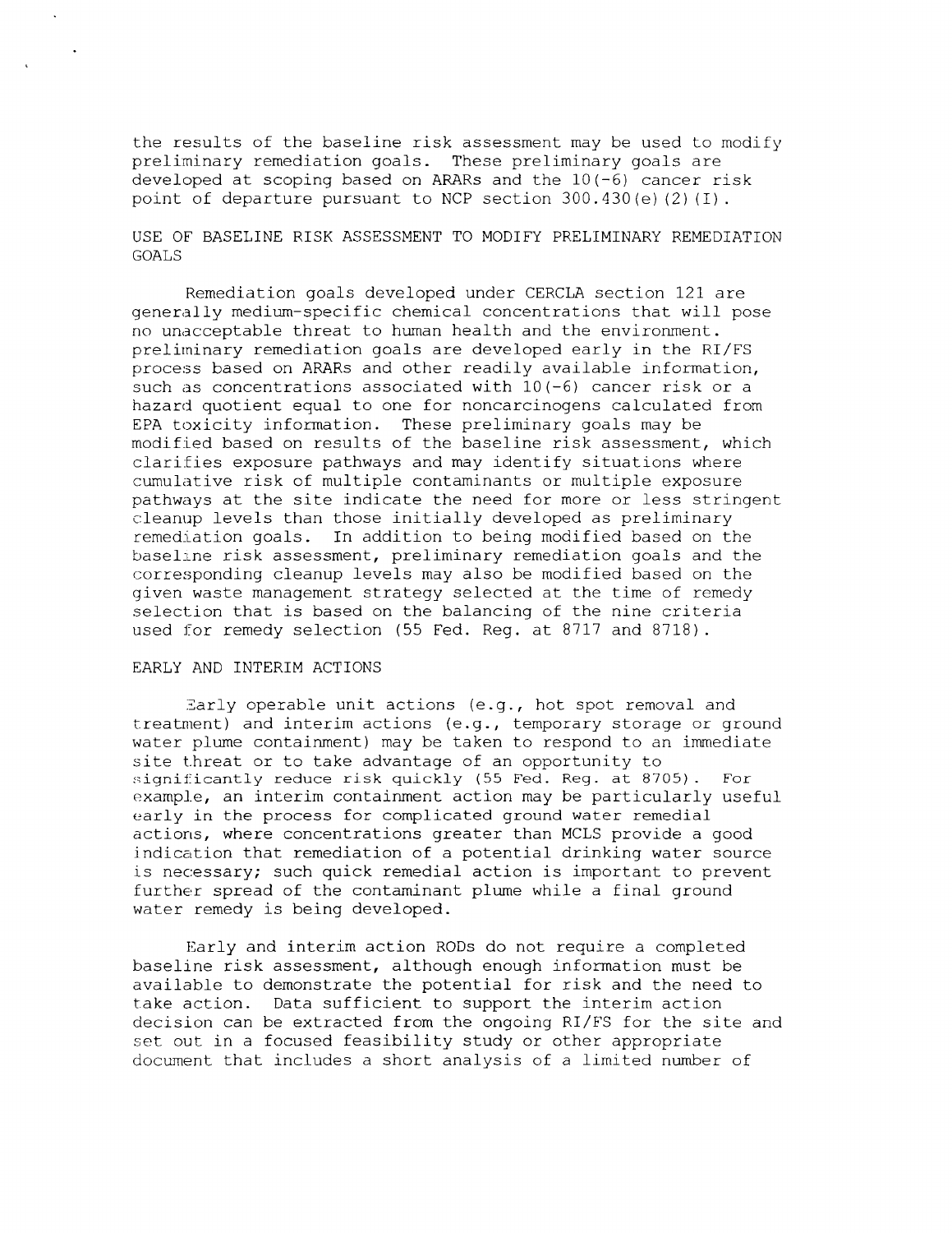the results of the baseline risk assessment may be used to modify preliminary remediation goals. These preliminary goals are developed at scoping based on ARARs and the 10(-6) cancer risk point of departure pursuant to NCP section 300.430(e)(2)(I).

## USE OF BASELINE RISK ASSESSMENT TO MODIFY PRELIMINARY REMEDIATION GOALS

Remediation goals developed under CERCLA section 121 are generally medium-specific chemical concentrations that will pose no unacceptable threat to human health and the environment. preliminary remediation goals are developed early in the RI/FS process based on ARARs and other readily available information, such as concentrations associated with 10(-6) cancer risk or a hazard quotient equal to one for noncarcinogens calculated from EPA toxicity information. These preliminary goals may be modified based on results of the baseline risk assessment, which clarifies exposure pathways and may identify situations where cumulative risk of multiple contaminants or multiple exposure pathways at the site indicate the need for more or less stringent cleanup levels than those initially developed as preliminary remediation goals. In addition to being modified based on the baseline risk assessment, preliminary remediation goals and the corresponding cleanup levels may also be modified based on the given waste management strategy selected at the time of remedy selection that is based on the balancing of the nine criteria used for remedy selection (55 Fed. Reg. at 8717 and 8718).

## EARLY AND INTERIM ACTIONS

Early operable unit actions (e.g., hot spot removal and treatment) and interim actions (e.g., temporary storage or ground water plume containment) may be taken to respond to an immediate site threat or to take advantage of an opportunity to significantly reduce risk quickly (55 Fed. Reg. at 8705). For example, an interim containment action may be particularly useful early in the process for complicated ground water remedial actions, where concentrations greater than MCLS provide a good indication that remediation of a potential drinking water source is necessary; such quick remedial action is important to prevent further spread of the contaminant plume while a final ground water remedy is being developed.

Early and interim action RODs do not require a completed baseline risk assessment, although enough information must be available to demonstrate the potential for risk and the need to take action. Data sufficient to support the interim action decision can be extracted from the ongoing RI/FS for the site and set out in a focused feasibility study or other appropriate document that includes a short analysis of a limited number of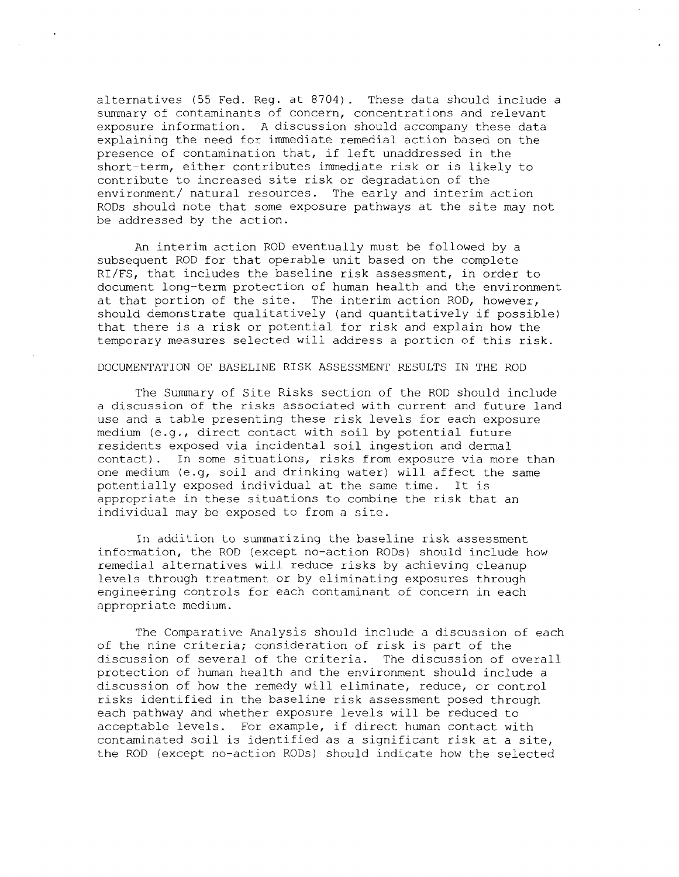alternatives (55 Fed. Reg. at 8704). These data should include a summary of contaminants of concern, concentrations and relevant exposure information. A discussion should accompany these data explaining the need for immediate remedial action based on the presence of contamination that, if left unaddressed in the short-term, either contributes immediate risk or is likely to contribute to increased site risk or degradation of the environment/ natural resources. The early and interim action RODs should note that some exposure pathways at the site may not be addressed by the action.

An interim action ROD eventually must be followed by a subsequent ROD for that operable unit based on the complete RI/FS, that includes the baseline risk assessment, in order to document long-term protection of human health and the environment at that portion of the site. The interim action ROD, however, should demonstrate qualitatively (and quantitatively if possible) that there is a risk or potential for risk and explain how the temporary measures selected will address a portion of this risk.

## DOCUMENTATION OF BASELINE RISK ASSESSMENT RESULTS IN THE ROD

The Summary of Site Risks section of the ROD should include a discussion of the risks associated with current and future land use and a table presenting these risk levels for each exposure medium (e.g., direct contact with soil by potential future residents exposed via incidental soil ingestion and dermal contact). In some situations, risks from exposure via more than one medium (e.g, soil and drinking water) will affect the same potentially exposed individual at the same time. It is appropriate in these situations to combine the risk that an individual may be exposed to from a site.

In addition to summarizing the baseline risk assessment information, the ROD (except no-action RODs) should include how remedial alternatives will reduce risks by achieving cleanup levels through treatment or by eliminating exposures through engineering controls for each contaminant of concern in each appropriate medium.

The Comparative Analysis should include a discussion of each of the nine criteria; consideration of risk is part of the discussion of several of the criteria. The discussion of overall protection of human health and the environment should include a discussion of how the remedy will eliminate, reduce, or control risks identified in the baseline risk assessment posed through each pathway and whether exposure levels will be reduced to acceptable levels. For example, if direct human contact with contaminated soil is identified as a significant risk at a site, the ROD (except no-action RODs) should indicate how the selected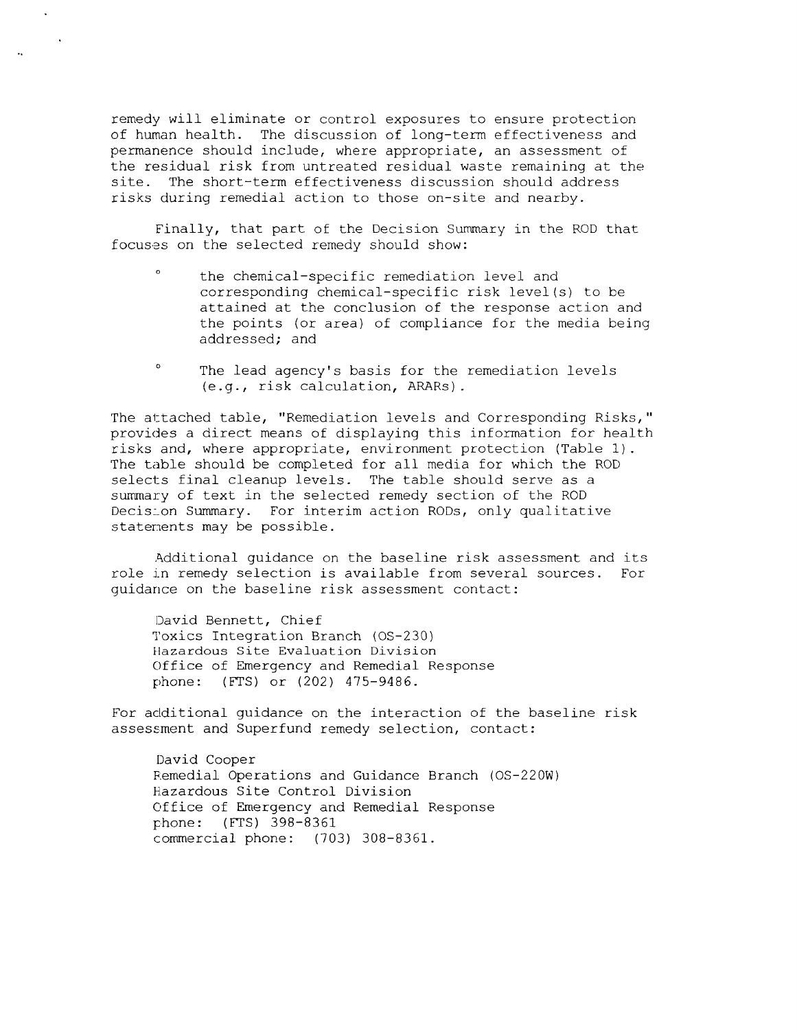remedy will eliminate or control exposures to ensure protection of human health. The discussion of long-term effectiveness and permanence should include, where appropriate, an assessment of the residual risk from untreated residual waste remaining at the site. The short-term effectiveness discussion should address risks during remedial action to those on-site and nearby.

Finally, that part of the Decision Summary in the ROD that focuses on the selected remedy should show:

- the chemical-specific remediation level and corresponding chemical-specific risk level(s) to be attained at the conclusion of the response action and the points (or area) of compliance for the media being addressed; and

- The lead agency's basis for the remediation levels (e.g., risk calculation, ARARs).

The attached table, "Remediation levels and Corresponding Risks," provides a direct means of displaying this information for health risks and, where appropriate, environment protection (Table 1). The table should be completed for all media for which the ROD selects final cleanup levels. The table should serve as a summary of text in the selected remedy section of the ROD Decision Summary. For interim action RODs, only qualitative statements may be possible.

Additional guidance on the baseline risk assessment and its role in remedy selection is available from several sources. For guidance on the baseline risk assessment contact:

David Bennett, Chief
Toxics Integration Branch (OS-230)
Hazardous Site Evaluation Division
Office of Emergency and Remedial Response
phone: (FTS) or (202) 475-9486.

For additional guidance on the interaction of the baseline risk assessment and Superfund remedy selection, contact:

David Cooper
Remedial Operations and Guidance Branch (OS-220W)
Hazardous Site Control Division
Office of Emergency and Remedial Response
phone: (FTS) 398-8361
commercial phone: (703) 308-8361.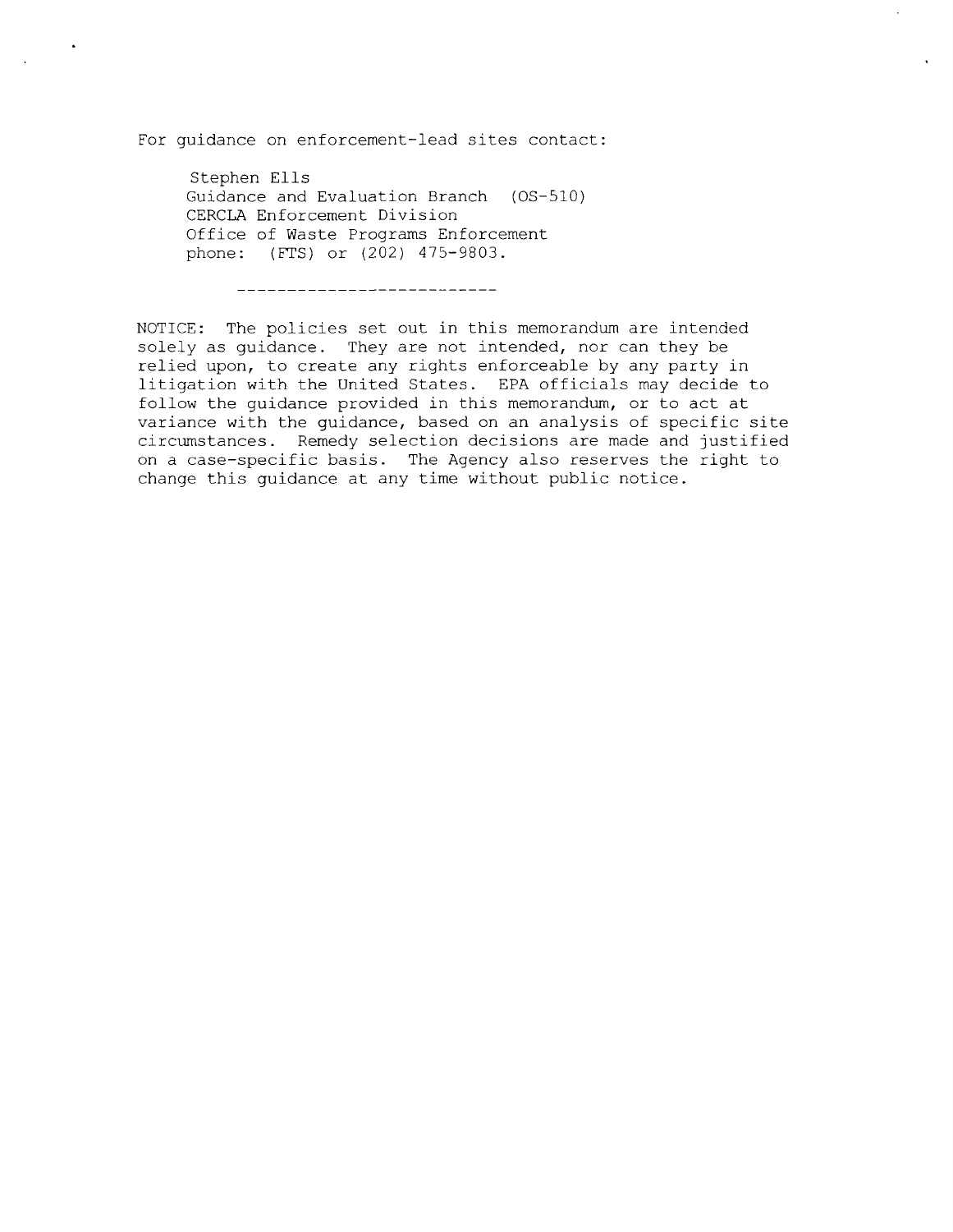For guidance on enforcement-lead sites contact:

Stephen Ells
Guidance and Evaluation Branch (OS-510)
CERCLA Enforcement Division
Office of Waste Programs Enforcement
phone: (FTS) or (202) 475-9803.

---

NOTICE: The policies set out in this memorandum are intended solely as guidance. They are not intended, nor can they be relied upon, to create any rights enforceable by any party in litigation with the United States. EPA officials may decide to follow the guidance provided in this memorandum, or to act at variance with the guidance, based on an analysis of specific site circumstances. Remedy selection decisions are made and justified on a case-specific basis. The Agency also reserves the right to change this guidance at any time without public notice.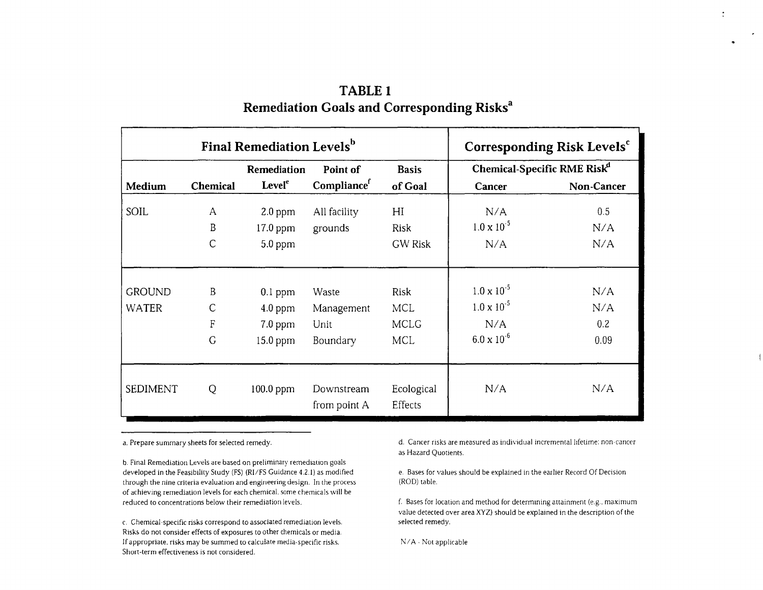# TABLE 1
## Remediation Goals and Corresponding Risks[a]

| Final Remediation Levels[b] | | | | | Corresponding Risk Levels[c] | |
|---|---|---|---|---|---|---|
| | | Remediation | Point of | Basis | Chemical-Specific RME Risk[d] | |
| Medium | Chemical | Level[e] | Compliance[f] | of Goal | Cancer | Non-Cancer |
| SOIL | A | 2.0 ppm | All facility grounds | HI | N/A | 0.5 |
| | B | 17.0 ppm | | Risk | $1.0 \times 10^{-5}$ | N/A |
| | C | 5.0 ppm | | GW Risk | N/A | N/A |
| GROUND WATER | B | 0.1 ppm | Waste Management Unit Boundary | Risk | $1.0 \times 10^{-5}$ | N/A |
| | C | 4.0 ppm | | MCL | $1.0 \times 10^{-5}$ | N/A |
| | F | 7.0 ppm | | MCLG | N/A | 0.2 |
| | G | 15.0 ppm | | MCL | $6.0 \times 10^{-6}$ | 0.09 |
| SEDIMENT | Q | 100.0 ppm | Downstream from point A | Ecological Effects | N/A | N/A |

a. Prepare summary sheets for selected remedy.

b. Final Remediation Levels are based on preliminary remediation goals developed in the Feasibility Study (FS) (RI/FS Guidance 4.2.1) as modified through the nine criteria evaluation and engineering design. In the process of achieving remediation levels for each chemical, some chemicals will be reduced to concentrations below their remediation levels.

c. Chemical-specific risks correspond to associated remediation levels. Risks do not consider effects of exposures to other chemicals or media. If appropriate, risks may be summed to calculate media-specific risks. Short-term effectiveness is not considered.

d. Cancer risks are measured as individual incremental lifetime; non-cancer as Hazard Quotients.

e. Bases for values should be explained in the earlier Record Of Decision (ROD) table.

f. Bases for location and method for determining attainment (e.g., maximum value detected over area XYZ) should be explained in the description of the selected remedy.

N/A - Not applicable